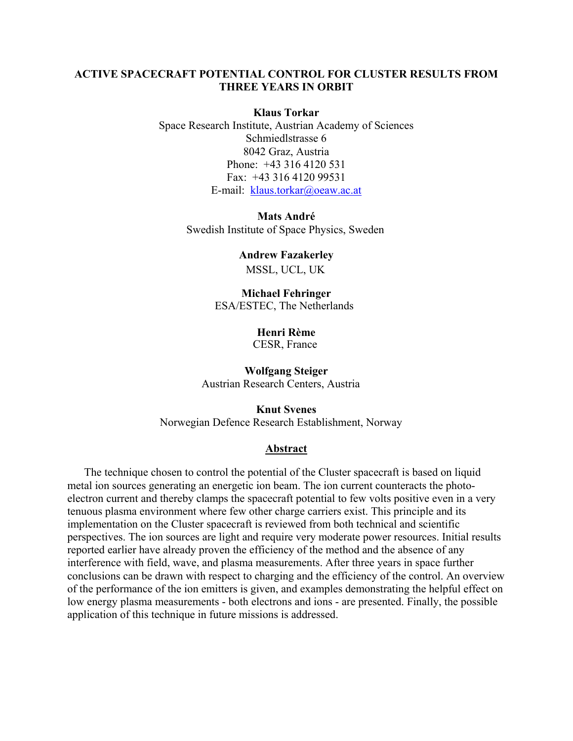# ACTIVE SPACECRAFT POTENTIAL CONTROL FOR CLUSTER RESULTS FROM THREE YEARS IN ORBIT

**Klaus Torkar**
Space Research Institute, Austrian Academy of Sciences
Schmiedlstrasse 6
8042 Graz, Austria
Phone: +43 316 4120 531
Fax: +43 316 4120 99531
E-mail: klaus.torkar@oeaw.ac.at

**Mats André**
Swedish Institute of Space Physics, Sweden

**Andrew Fazakerley**
MSSL, UCL, UK

**Michael Fehringer**
ESA/ESTEC, The Netherlands

**Henri Rème**
CESR, France

**Wolfgang Steiger**
Austrian Research Centers, Austria

**Knut Svenes**
Norwegian Defence Research Establishment, Norway

## Abstract

The technique chosen to control the potential of the Cluster spacecraft is based on liquid metal ion sources generating an energetic ion beam. The ion current counteracts the photo-electron current and thereby clamps the spacecraft potential to few volts positive even in a very tenuous plasma environment where few other charge carriers exist. This principle and its implementation on the Cluster spacecraft is reviewed from both technical and scientific perspectives. The ion sources are light and require very moderate power resources. Initial results reported earlier have already proven the efficiency of the method and the absence of any interference with field, wave, and plasma measurements. After three years in space further conclusions can be drawn with respect to charging and the efficiency of the control. An overview of the performance of the ion emitters is given, and examples demonstrating the helpful effect on low energy plasma measurements - both electrons and ions - are presented. Finally, the possible application of this technique in future missions is addressed.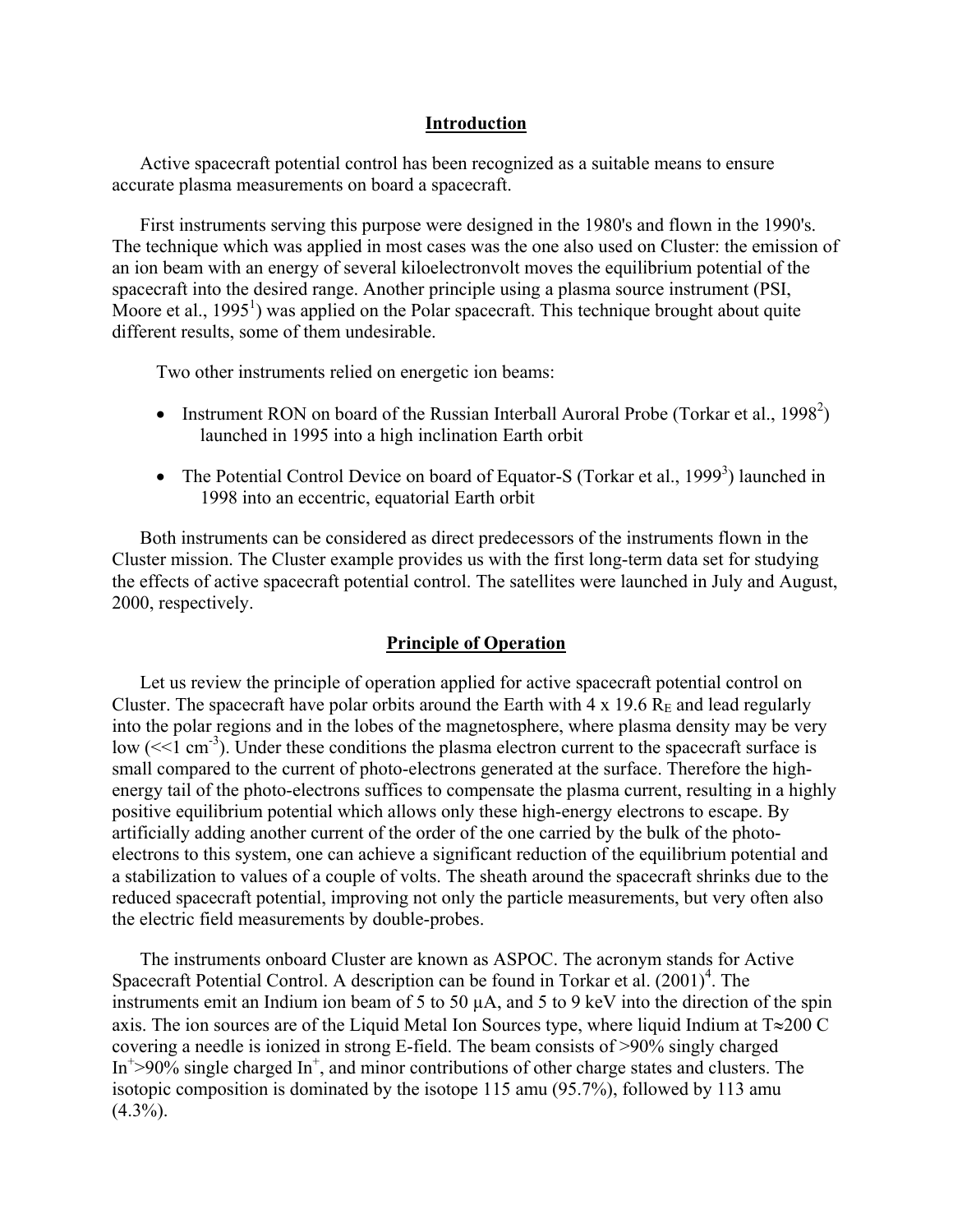## Introduction

Active spacecraft potential control has been recognized as a suitable means to ensure accurate plasma measurements on board a spacecraft.

First instruments serving this purpose were designed in the 1980's and flown in the 1990's. The technique which was applied in most cases was the one also used on Cluster: the emission of an ion beam with an energy of several kiloelectronvolt moves the equilibrium potential of the spacecraft into the desired range. Another principle using a plasma source instrument (PSI, Moore et al., 1995[1]) was applied on the Polar spacecraft. This technique brought about quite different results, some of them undesirable.

Two other instruments relied on energetic ion beams:

- Instrument RON on board of the Russian Interball Auroral Probe (Torkar et al., 1998[2]) launched in 1995 into a high inclination Earth orbit
- The Potential Control Device on board of Equator-S (Torkar et al., 1999[3]) launched in 1998 into an eccentric, equatorial Earth orbit

Both instruments can be considered as direct predecessors of the instruments flown in the Cluster mission. The Cluster example provides us with the first long-term data set for studying the effects of active spacecraft potential control. The satellites were launched in July and August, 2000, respectively.

## Principle of Operation

Let us review the principle of operation applied for active spacecraft potential control on Cluster. The spacecraft have polar orbits around the Earth with 4 x 19.6 $R_E$ and lead regularly into the polar regions and in the lobes of the magnetosphere, where plasma density may be very low ($\ll 1$ cm$^{-3}$). Under these conditions the plasma electron current to the spacecraft surface is small compared to the current of photo-electrons generated at the surface. Therefore the high-energy tail of the photo-electrons suffices to compensate the plasma current, resulting in a highly positive equilibrium potential which allows only these high-energy electrons to escape. By artificially adding another current of the order of the one carried by the bulk of the photo-electrons to this system, one can achieve a significant reduction of the equilibrium potential and a stabilization to values of a couple of volts. The sheath around the spacecraft shrinks due to the reduced spacecraft potential, improving not only the particle measurements, but very often also the electric field measurements by double-probes.

The instruments onboard Cluster are known as ASPOC. The acronym stands for Active Spacecraft Potential Control. A description can be found in Torkar et al. (2001)[4]. The instruments emit an Indium ion beam of 5 to 50 µA, and 5 to 9 keV into the direction of the spin axis. The ion sources are of the Liquid Metal Ion Sources type, where liquid Indium at T≈200 C covering a needle is ionized in strong E-field. The beam consists of >90% singly charged $In^{+}$>90% single charged $In^{+}$, and minor contributions of other charge states and clusters. The isotopic composition is dominated by the isotope 115 amu (95.7%), followed by 113 amu (4.3%).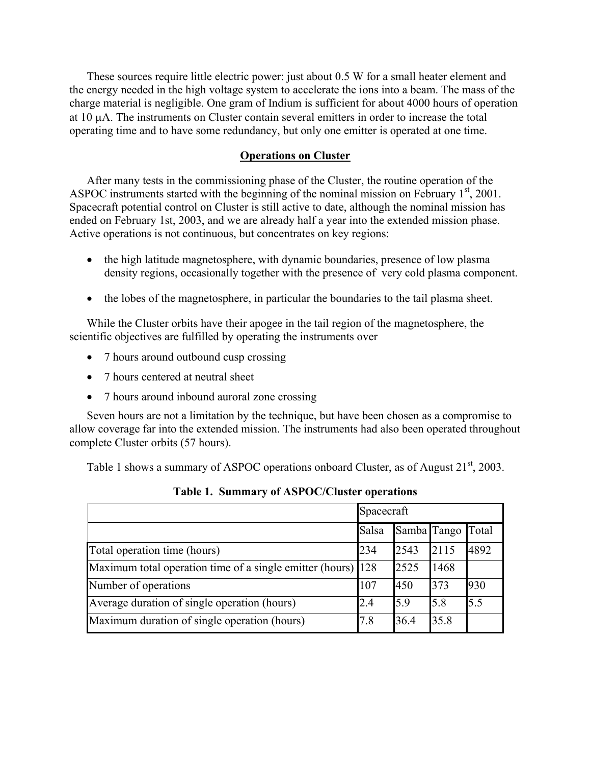These sources require little electric power: just about 0.5 W for a small heater element and the energy needed in the high voltage system to accelerate the ions into a beam. The mass of the charge material is negligible. One gram of Indium is sufficient for about 4000 hours of operation at 10 μA. The instruments on Cluster contain several emitters in order to increase the total operating time and to have some redundancy, but only one emitter is operated at one time.

## Operations on Cluster

After many tests in the commissioning phase of the Cluster, the routine operation of the ASPOC instruments started with the beginning of the nominal mission on February 1st, 2001. Spacecraft potential control on Cluster is still active to date, although the nominal mission has ended on February 1st, 2003, and we are already half a year into the extended mission phase. Active operations is not continuous, but concentrates on key regions:

- the high latitude magnetosphere, with dynamic boundaries, presence of low plasma density regions, occasionally together with the presence of very cold plasma component.
- the lobes of the magnetosphere, in particular the boundaries to the tail plasma sheet.

While the Cluster orbits have their apogee in the tail region of the magnetosphere, the scientific objectives are fulfilled by operating the instruments over

- 7 hours around outbound cusp crossing
- 7 hours centered at neutral sheet
- 7 hours around inbound auroral zone crossing

Seven hours are not a limitation by the technique, but have been chosen as a compromise to allow coverage far into the extended mission. The instruments had also been operated throughout complete Cluster orbits (57 hours).

Table 1 shows a summary of ASPOC operations onboard Cluster, as of August 21st, 2003.

**Table 1. Summary of ASPOC/Cluster operations**

| | Spacecraft | | | |
|---|---|---|---|---|
| | Salsa | Samba | Tango | Total |
| Total operation time (hours) | 234 | 2543 | 2115 | 4892 |
| Maximum total operation time of a single emitter (hours) | 128 | 2525 | 1468 | |
| Number of operations | 107 | 450 | 373 | 930 |
| Average duration of single operation (hours) | 2.4 | 5.9 | 5.8 | 5.5 |
| Maximum duration of single operation (hours) | 7.8 | 36.4 | 35.8 | |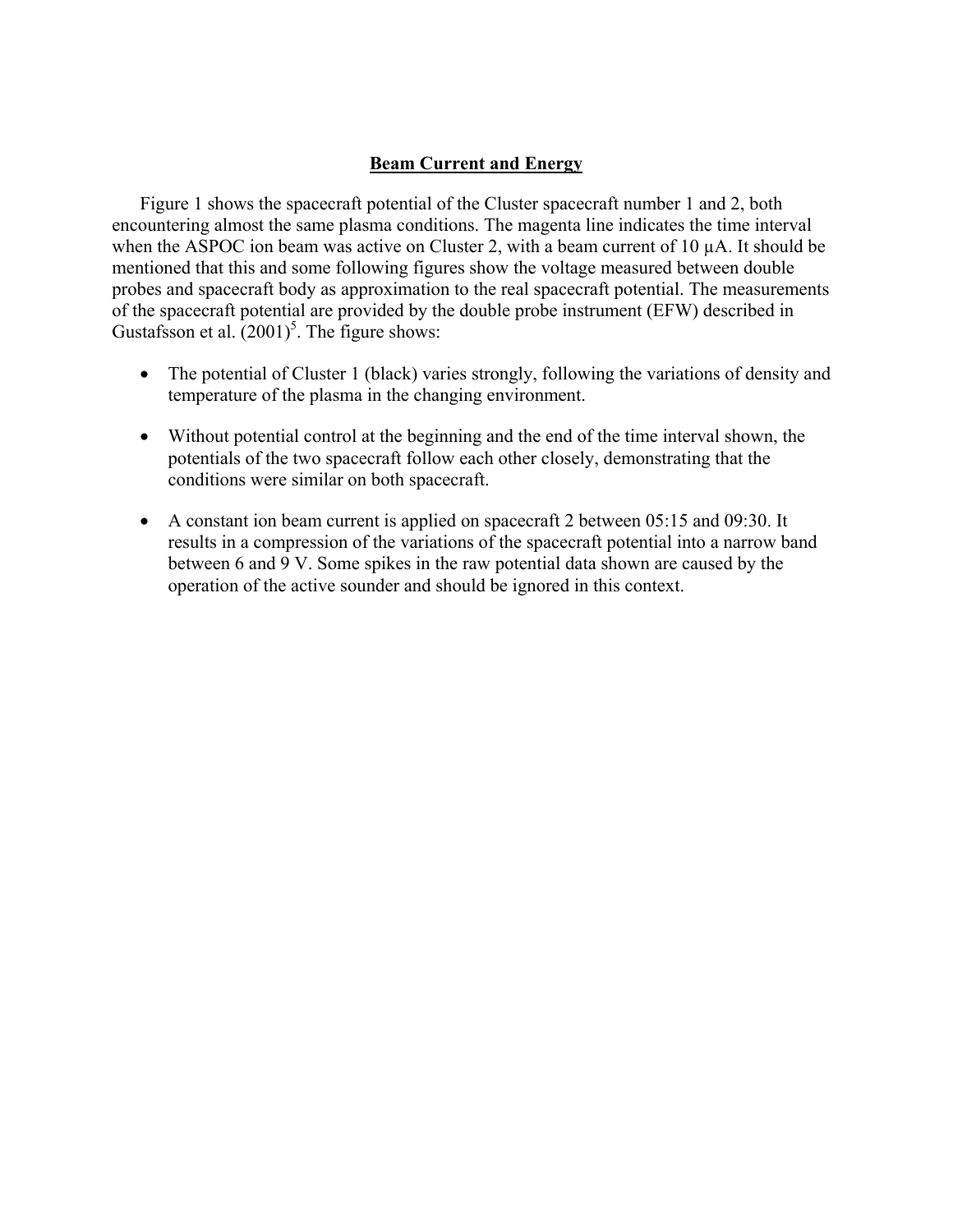## Beam Current and Energy

Figure 1 shows the spacecraft potential of the Cluster spacecraft number 1 and 2, both encountering almost the same plasma conditions. The magenta line indicates the time interval when the ASPOC ion beam was active on Cluster 2, with a beam current of 10 µA. It should be mentioned that this and some following figures show the voltage measured between double probes and spacecraft body as approximation to the real spacecraft potential. The measurements of the spacecraft potential are provided by the double probe instrument (EFW) described in Gustafsson et al. (2001)[5]. The figure shows:

- The potential of Cluster 1 (black) varies strongly, following the variations of density and temperature of the plasma in the changing environment.
- Without potential control at the beginning and the end of the time interval shown, the potentials of the two spacecraft follow each other closely, demonstrating that the conditions were similar on both spacecraft.
- A constant ion beam current is applied on spacecraft 2 between 05:15 and 09:30. It results in a compression of the variations of the spacecraft potential into a narrow band between 6 and 9 V. Some spikes in the raw potential data shown are caused by the operation of the active sounder and should be ignored in this context.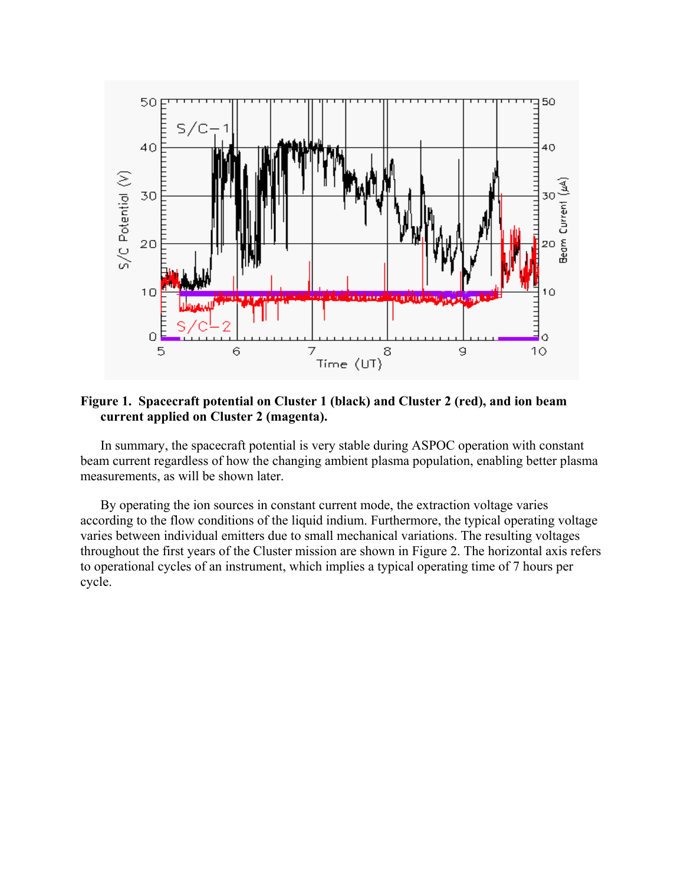**Figure 1. Spacecraft potential on Cluster 1 (black) and Cluster 2 (red), and ion beam current applied on Cluster 2 (magenta).**

In summary, the spacecraft potential is very stable during ASPOC operation with constant beam current regardless of how the changing ambient plasma population, enabling better plasma measurements, as will be shown later.

By operating the ion sources in constant current mode, the extraction voltage varies according to the flow conditions of the liquid indium. Furthermore, the typical operating voltage varies between individual emitters due to small mechanical variations. The resulting voltages throughout the first years of the Cluster mission are shown in Figure 2. The horizontal axis refers to operational cycles of an instrument, which implies a typical operating time of 7 hours per cycle.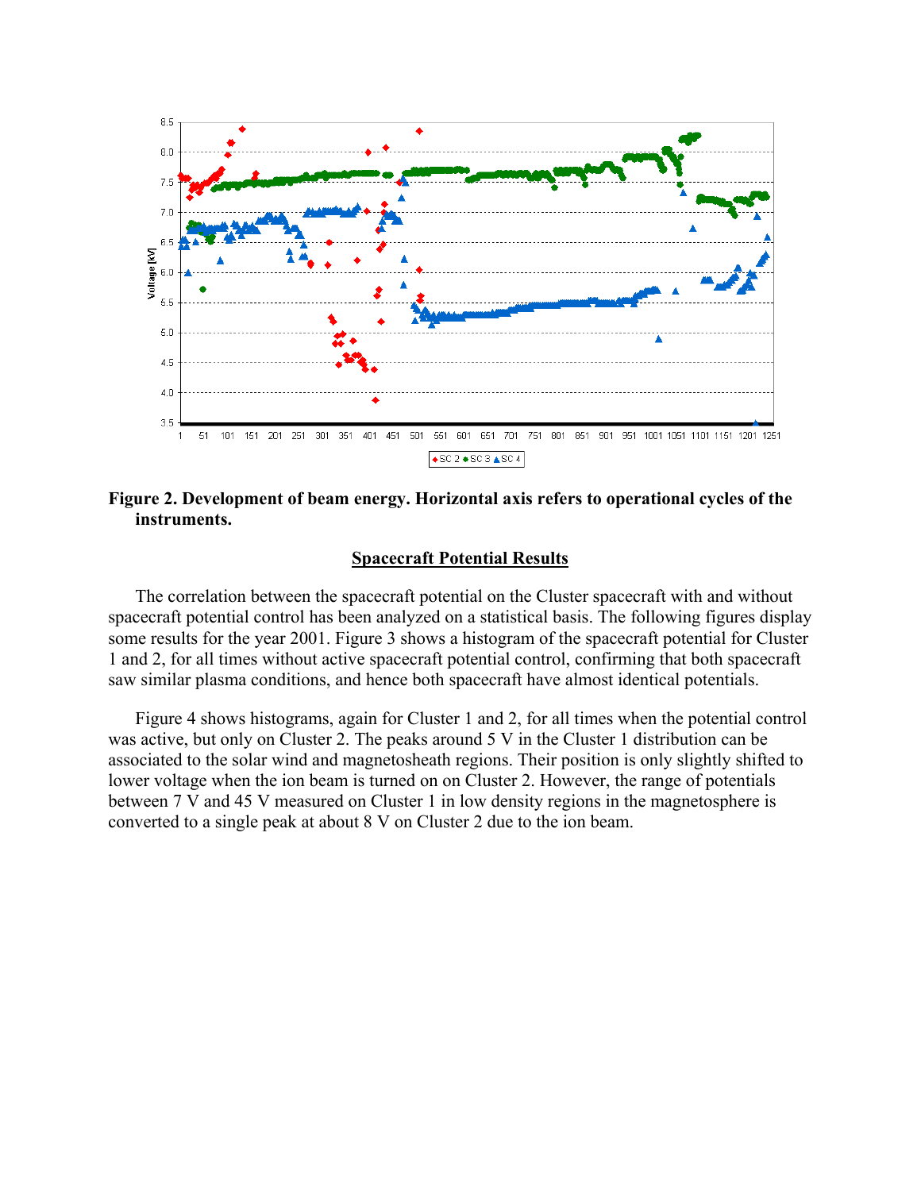**Figure 2. Development of beam energy. Horizontal axis refers to operational cycles of the instruments.**

## Spacecraft Potential Results

The correlation between the spacecraft potential on the Cluster spacecraft with and without spacecraft potential control has been analyzed on a statistical basis. The following figures display some results for the year 2001. Figure 3 shows a histogram of the spacecraft potential for Cluster 1 and 2, for all times without active spacecraft potential control, confirming that both spacecraft saw similar plasma conditions, and hence both spacecraft have almost identical potentials.

Figure 4 shows histograms, again for Cluster 1 and 2, for all times when the potential control was active, but only on Cluster 2. The peaks around 5 V in the Cluster 1 distribution can be associated to the solar wind and magnetosheath regions. Their position is only slightly shifted to lower voltage when the ion beam is turned on on Cluster 2. However, the range of potentials between 7 V and 45 V measured on Cluster 1 in low density regions in the magnetosphere is converted to a single peak at about 8 V on Cluster 2 due to the ion beam.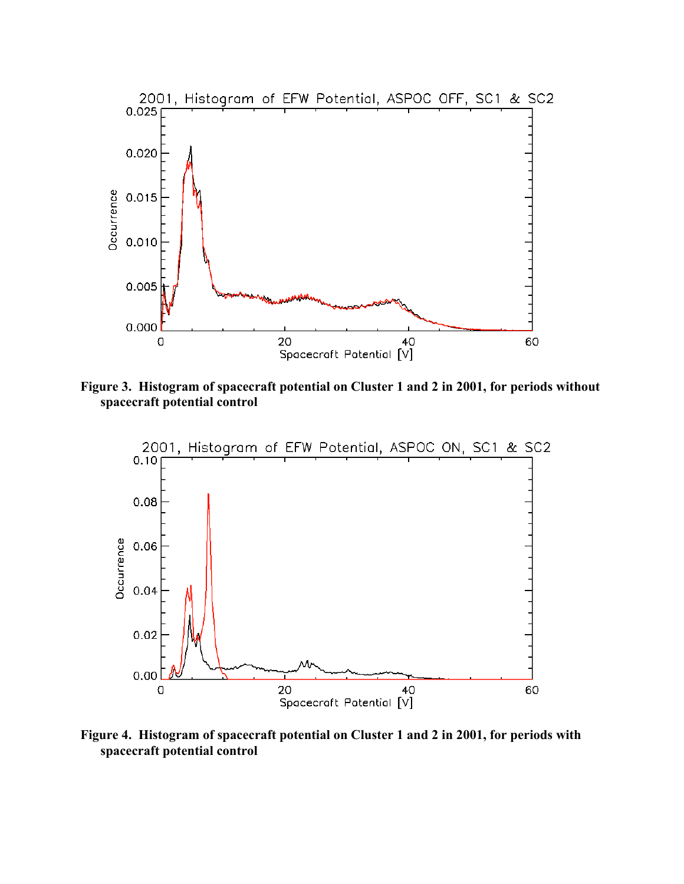**Figure 3. Histogram of spacecraft potential on Cluster 1 and 2 in 2001, for periods without spacecraft potential control**

**Figure 4. Histogram of spacecraft potential on Cluster 1 and 2 in 2001, for periods with spacecraft potential control**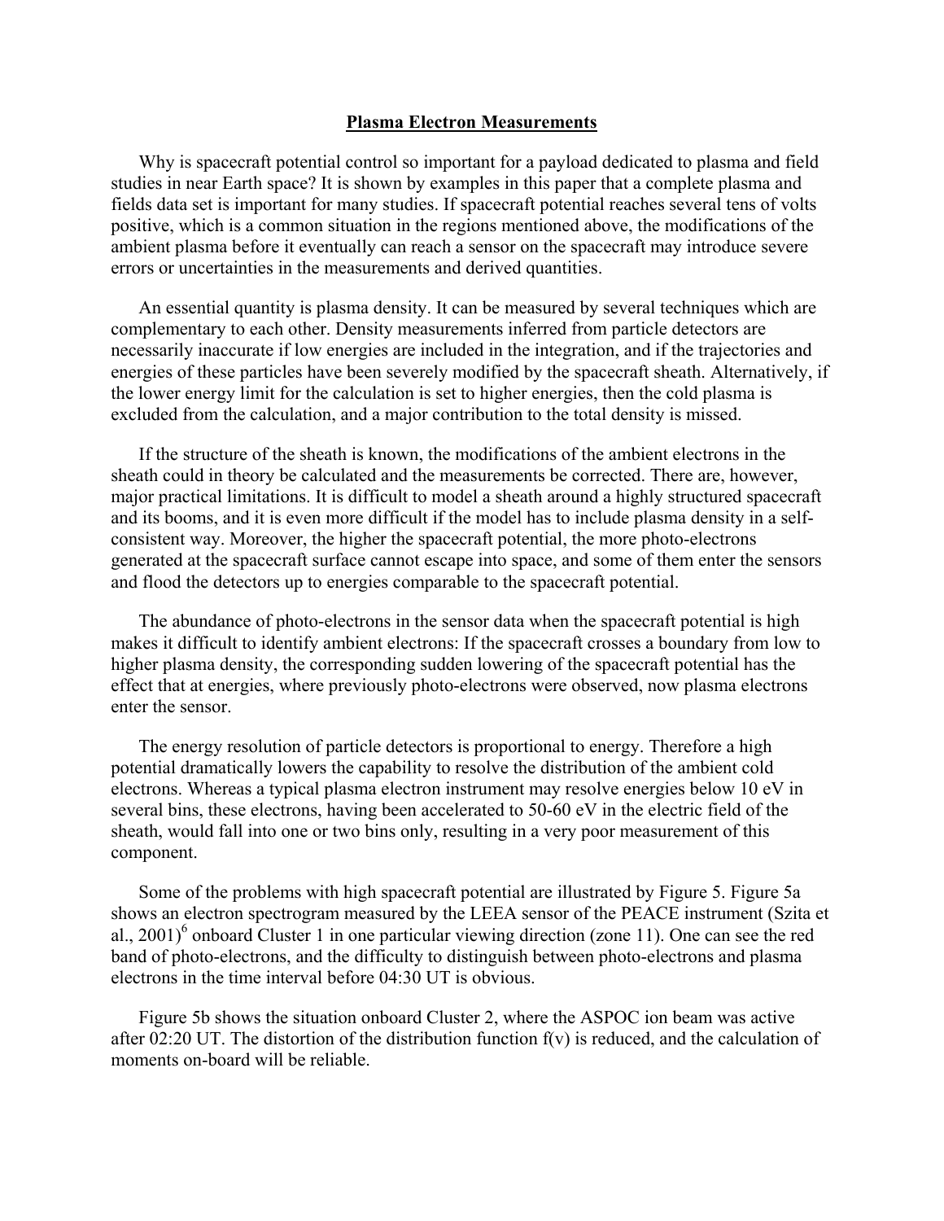## Plasma Electron Measurements

Why is spacecraft potential control so important for a payload dedicated to plasma and field studies in near Earth space? It is shown by examples in this paper that a complete plasma and fields data set is important for many studies. If spacecraft potential reaches several tens of volts positive, which is a common situation in the regions mentioned above, the modifications of the ambient plasma before it eventually can reach a sensor on the spacecraft may introduce severe errors or uncertainties in the measurements and derived quantities.

An essential quantity is plasma density. It can be measured by several techniques which are complementary to each other. Density measurements inferred from particle detectors are necessarily inaccurate if low energies are included in the integration, and if the trajectories and energies of these particles have been severely modified by the spacecraft sheath. Alternatively, if the lower energy limit for the calculation is set to higher energies, then the cold plasma is excluded from the calculation, and a major contribution to the total density is missed.

If the structure of the sheath is known, the modifications of the ambient electrons in the sheath could in theory be calculated and the measurements be corrected. There are, however, major practical limitations. It is difficult to model a sheath around a highly structured spacecraft and its booms, and it is even more difficult if the model has to include plasma density in a self-consistent way. Moreover, the higher the spacecraft potential, the more photo-electrons generated at the spacecraft surface cannot escape into space, and some of them enter the sensors and flood the detectors up to energies comparable to the spacecraft potential.

The abundance of photo-electrons in the sensor data when the spacecraft potential is high makes it difficult to identify ambient electrons: If the spacecraft crosses a boundary from low to higher plasma density, the corresponding sudden lowering of the spacecraft potential has the effect that at energies, where previously photo-electrons were observed, now plasma electrons enter the sensor.

The energy resolution of particle detectors is proportional to energy. Therefore a high potential dramatically lowers the capability to resolve the distribution of the ambient cold electrons. Whereas a typical plasma electron instrument may resolve energies below 10 eV in several bins, these electrons, having been accelerated to 50-60 eV in the electric field of the sheath, would fall into one or two bins only, resulting in a very poor measurement of this component.

Some of the problems with high spacecraft potential are illustrated by Figure 5. Figure 5a shows an electron spectrogram measured by the LEEA sensor of the PEACE instrument (Szita et al., 2001)[6] onboard Cluster 1 in one particular viewing direction (zone 11). One can see the red band of photo-electrons, and the difficulty to distinguish between photo-electrons and plasma electrons in the time interval before 04:30 UT is obvious.

Figure 5b shows the situation onboard Cluster 2, where the ASPOC ion beam was active after 02:20 UT. The distortion of the distribution function f(v) is reduced, and the calculation of moments on-board will be reliable.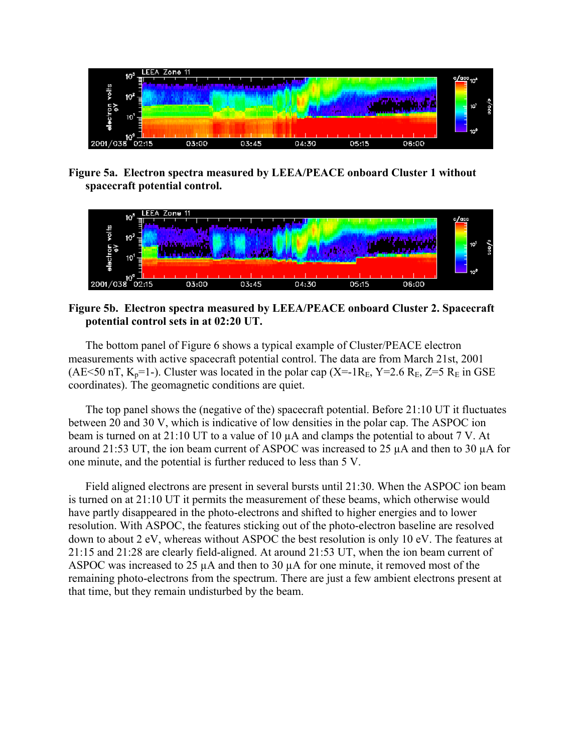**Figure 5a. Electron spectra measured by LEEA/PEACE onboard Cluster 1 without spacecraft potential control.**

**Figure 5b. Electron spectra measured by LEEA/PEACE onboard Cluster 2. Spacecraft potential control sets in at 02:20 UT.**

The bottom panel of Figure 6 shows a typical example of Cluster/PEACE electron measurements with active spacecraft potential control. The data are from March 21st, 2001 (AE<50 nT, $K_p$=1-). Cluster was located in the polar cap (X=-1$R_E$, Y=2.6 $R_E$, Z=5 $R_E$ in GSE coordinates). The geomagnetic conditions are quiet.

The top panel shows the (negative of the) spacecraft potential. Before 21:10 UT it fluctuates between 20 and 30 V, which is indicative of low densities in the polar cap. The ASPOC ion beam is turned on at 21:10 UT to a value of 10 µA and clamps the potential to about 7 V. At around 21:53 UT, the ion beam current of ASPOC was increased to 25 µA and then to 30 µA for one minute, and the potential is further reduced to less than 5 V.

Field aligned electrons are present in several bursts until 21:30. When the ASPOC ion beam is turned on at 21:10 UT it permits the measurement of these beams, which otherwise would have partly disappeared in the photo-electrons and shifted to higher energies and to lower resolution. With ASPOC, the features sticking out of the photo-electron baseline are resolved down to about 2 eV, whereas without ASPOC the best resolution is only 10 eV. The features at 21:15 and 21:28 are clearly field-aligned. At around 21:53 UT, when the ion beam current of ASPOC was increased to 25 µA and then to 30 µA for one minute, it removed most of the remaining photo-electrons from the spectrum. There are just a few ambient electrons present at that time, but they remain undisturbed by the beam.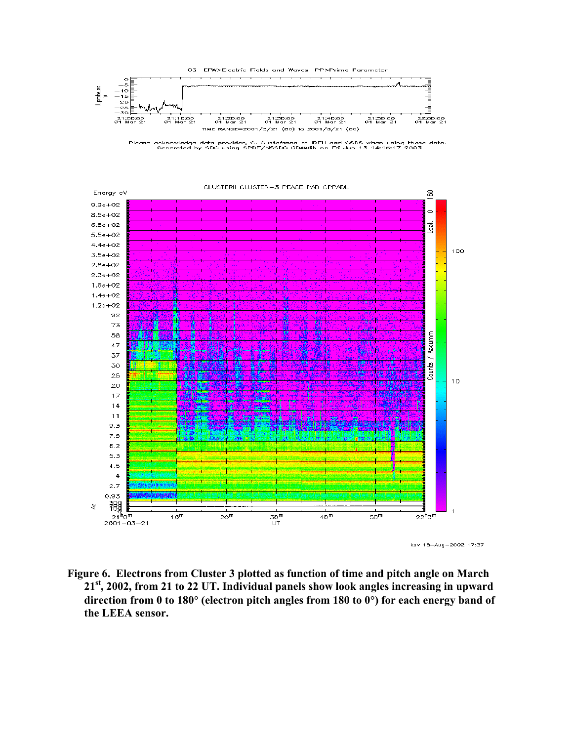**Figure 6. Electrons from Cluster 3 plotted as function of time and pitch angle on March 21st, 2002, from 21 to 22 UT. Individual panels show look angles increasing in upward direction from 0 to 180° (electron pitch angles from 180 to 0°) for each energy band of the LEEA sensor.**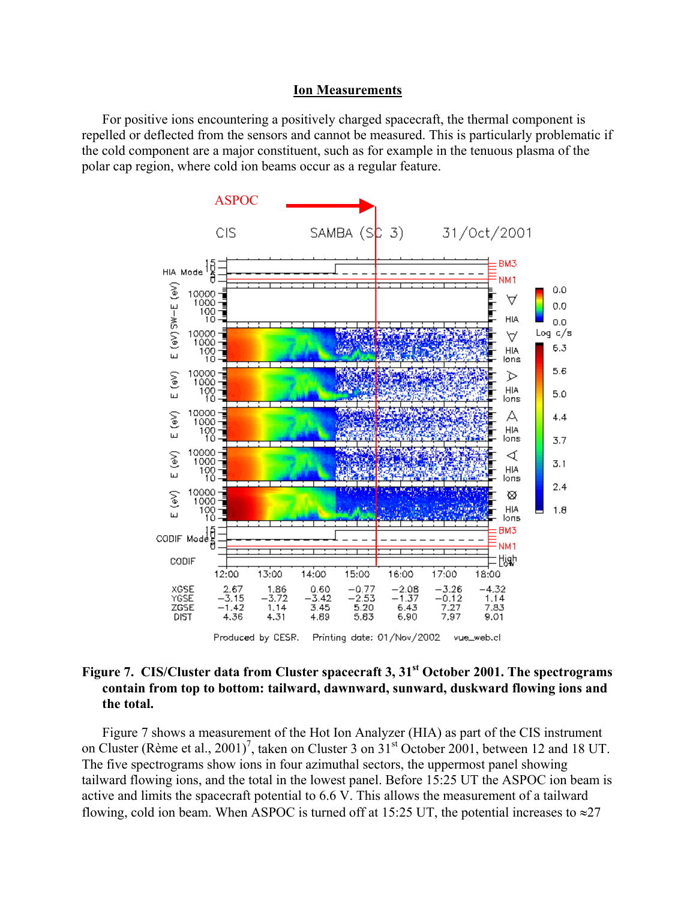## Ion Measurements

For positive ions encountering a positively charged spacecraft, the thermal component is repelled or deflected from the sensors and cannot be measured. This is particularly problematic if the cold component are a major constituent, such as for example in the tenuous plasma of the polar cap region, where cold ion beams occur as a regular feature.

**Figure 7. CIS/Cluster data from Cluster spacecraft 3, 31st October 2001. The spectrograms contain from top to bottom: tailward, dawnward, sunward, duskward flowing ions and the total.**

Figure 7 shows a measurement of the Hot Ion Analyzer (HIA) as part of the CIS instrument on Cluster (Rème et al., 2001)[7], taken on Cluster 3 on 31st October 2001, between 12 and 18 UT. The five spectrograms show ions in four azimuthal sectors, the uppermost panel showing tailward flowing ions, and the total in the lowest panel. Before 15:25 UT the ASPOC ion beam is active and limits the spacecraft potential to 6.6 V. This allows the measurement of a tailward flowing, cold ion beam. When ASPOC is turned off at 15:25 UT, the potential increases to ≈27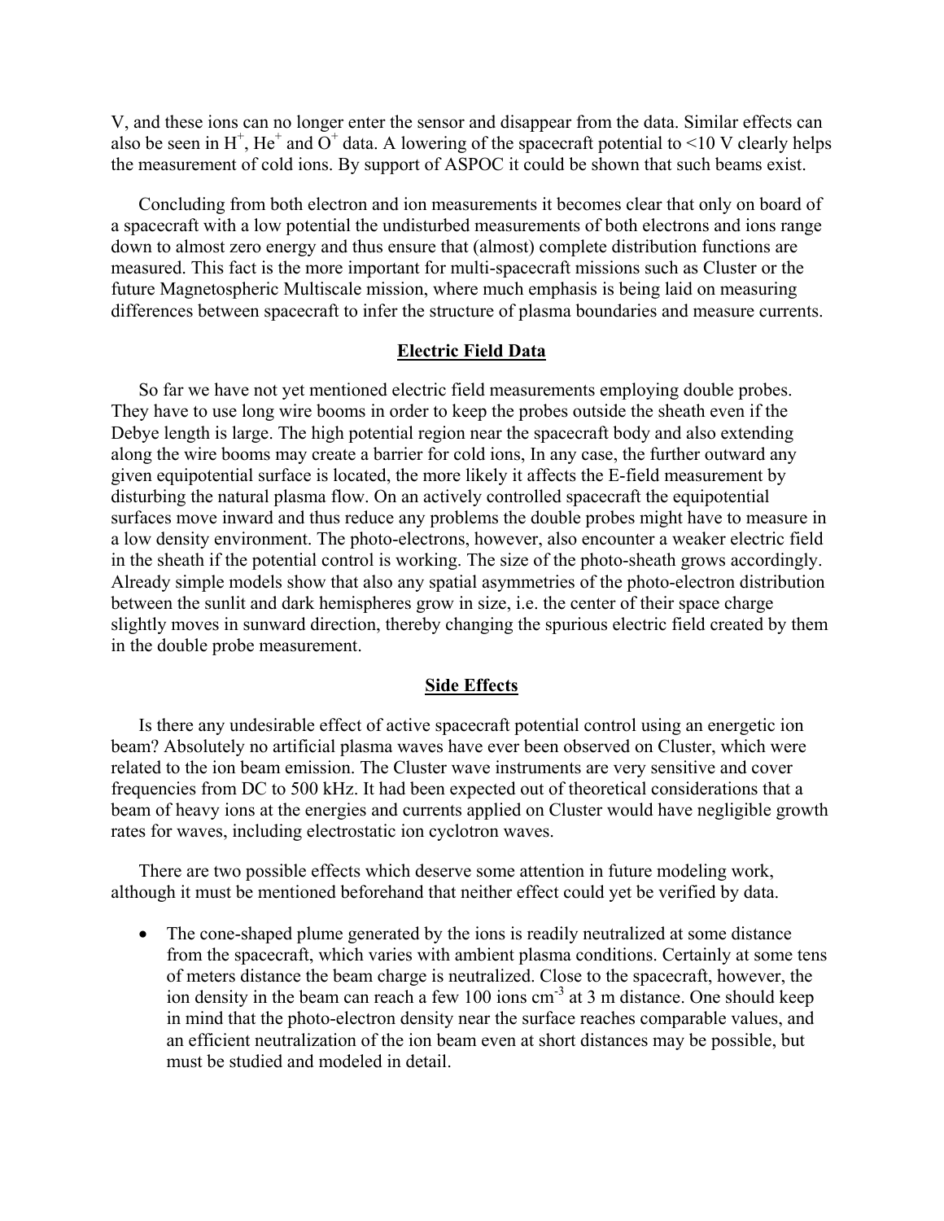V, and these ions can no longer enter the sensor and disappear from the data. Similar effects can also be seen in $H^+$, $He^+$ and $O^+$ data. A lowering of the spacecraft potential to <10 V clearly helps the measurement of cold ions. By support of ASPOC it could be shown that such beams exist.

Concluding from both electron and ion measurements it becomes clear that only on board of a spacecraft with a low potential the undisturbed measurements of both electrons and ions range down to almost zero energy and thus ensure that (almost) complete distribution functions are measured. This fact is the more important for multi-spacecraft missions such as Cluster or the future Magnetospheric Multiscale mission, where much emphasis is being laid on measuring differences between spacecraft to infer the structure of plasma boundaries and measure currents.

## Electric Field Data

So far we have not yet mentioned electric field measurements employing double probes. They have to use long wire booms in order to keep the probes outside the sheath even if the Debye length is large. The high potential region near the spacecraft body and also extending along the wire booms may create a barrier for cold ions, In any case, the further outward any given equipotential surface is located, the more likely it affects the E-field measurement by disturbing the natural plasma flow. On an actively controlled spacecraft the equipotential surfaces move inward and thus reduce any problems the double probes might have to measure in a low density environment. The photo-electrons, however, also encounter a weaker electric field in the sheath if the potential control is working. The size of the photo-sheath grows accordingly. Already simple models show that also any spatial asymmetries of the photo-electron distribution between the sunlit and dark hemispheres grow in size, i.e. the center of their space charge slightly moves in sunward direction, thereby changing the spurious electric field created by them in the double probe measurement.

## Side Effects

Is there any undesirable effect of active spacecraft potential control using an energetic ion beam? Absolutely no artificial plasma waves have ever been observed on Cluster, which were related to the ion beam emission. The Cluster wave instruments are very sensitive and cover frequencies from DC to 500 kHz. It had been expected out of theoretical considerations that a beam of heavy ions at the energies and currents applied on Cluster would have negligible growth rates for waves, including electrostatic ion cyclotron waves.

There are two possible effects which deserve some attention in future modeling work, although it must be mentioned beforehand that neither effect could yet be verified by data.

- The cone-shaped plume generated by the ions is readily neutralized at some distance from the spacecraft, which varies with ambient plasma conditions. Certainly at some tens of meters distance the beam charge is neutralized. Close to the spacecraft, however, the ion density in the beam can reach a few 100 ions $cm^{-3}$ at 3 m distance. One should keep in mind that the photo-electron density near the surface reaches comparable values, and an efficient neutralization of the ion beam even at short distances may be possible, but must be studied and modeled in detail.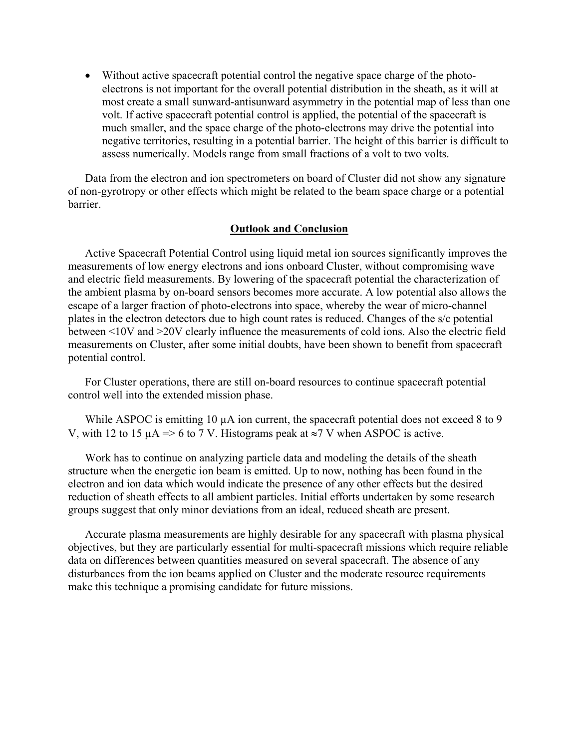- Without active spacecraft potential control the negative space charge of the photo-electrons is not important for the overall potential distribution in the sheath, as it will at most create a small sunward-antisunward asymmetry in the potential map of less than one volt. If active spacecraft potential control is applied, the potential of the spacecraft is much smaller, and the space charge of the photo-electrons may drive the potential into negative territories, resulting in a potential barrier. The height of this barrier is difficult to assess numerically. Models range from small fractions of a volt to two volts.

Data from the electron and ion spectrometers on board of Cluster did not show any signature of non-gyrotropy or other effects which might be related to the beam space charge or a potential barrier.

## Outlook and Conclusion

Active Spacecraft Potential Control using liquid metal ion sources significantly improves the measurements of low energy electrons and ions onboard Cluster, without compromising wave and electric field measurements. By lowering of the spacecraft potential the characterization of the ambient plasma by on-board sensors becomes more accurate. A low potential also allows the escape of a larger fraction of photo-electrons into space, whereby the wear of micro-channel plates in the electron detectors due to high count rates is reduced. Changes of the s/c potential between <10V and >20V clearly influence the measurements of cold ions. Also the electric field measurements on Cluster, after some initial doubts, have been shown to benefit from spacecraft potential control.

For Cluster operations, there are still on-board resources to continue spacecraft potential control well into the extended mission phase.

While ASPOC is emitting 10 µA ion current, the spacecraft potential does not exceed 8 to 9 V, with 12 to 15 µA => 6 to 7 V. Histograms peak at ≈7 V when ASPOC is active.

Work has to continue on analyzing particle data and modeling the details of the sheath structure when the energetic ion beam is emitted. Up to now, nothing has been found in the electron and ion data which would indicate the presence of any other effects but the desired reduction of sheath effects to all ambient particles. Initial efforts undertaken by some research groups suggest that only minor deviations from an ideal, reduced sheath are present.

Accurate plasma measurements are highly desirable for any spacecraft with plasma physical objectives, but they are particularly essential for multi-spacecraft missions which require reliable data on differences between quantities measured on several spacecraft. The absence of any disturbances from the ion beams applied on Cluster and the moderate resource requirements make this technique a promising candidate for future missions.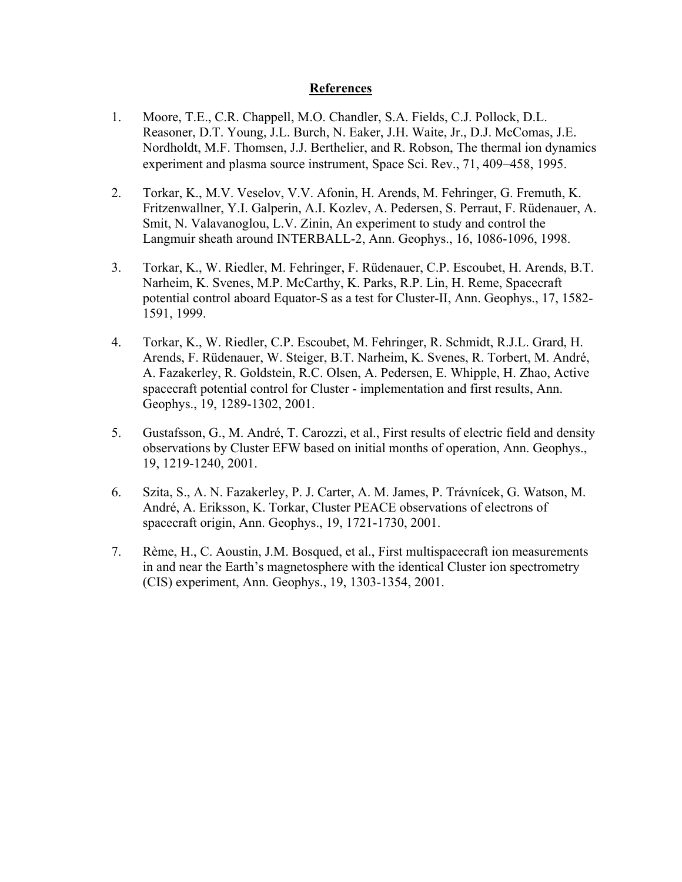## References

1. Moore, T.E., C.R. Chappell, M.O. Chandler, S.A. Fields, C.J. Pollock, D.L. Reasoner, D.T. Young, J.L. Burch, N. Eaker, J.H. Waite, Jr., D.J. McComas, J.E. Nordholdt, M.F. Thomsen, J.J. Berthelier, and R. Robson, The thermal ion dynamics experiment and plasma source instrument, Space Sci. Rev., 71, 409–458, 1995.

2. Torkar, K., M.V. Veselov, V.V. Afonin, H. Arends, M. Fehringer, G. Fremuth, K. Fritzenwallner, Y.I. Galperin, A.I. Kozlev, A. Pedersen, S. Perraut, F. Rüdenauer, A. Smit, N. Valavanoglou, L.V. Zinin, An experiment to study and control the Langmuir sheath around INTERBALL-2, Ann. Geophys., 16, 1086-1096, 1998.

3. Torkar, K., W. Riedler, M. Fehringer, F. Rüdenauer, C.P. Escoubet, H. Arends, B.T. Narheim, K. Svenes, M.P. McCarthy, K. Parks, R.P. Lin, H. Reme, Spacecraft potential control aboard Equator-S as a test for Cluster-II, Ann. Geophys., 17, 1582-1591, 1999.

4. Torkar, K., W. Riedler, C.P. Escoubet, M. Fehringer, R. Schmidt, R.J.L. Grard, H. Arends, F. Rüdenauer, W. Steiger, B.T. Narheim, K. Svenes, R. Torbert, M. André, A. Fazakerley, R. Goldstein, R.C. Olsen, A. Pedersen, E. Whipple, H. Zhao, Active spacecraft potential control for Cluster - implementation and first results, Ann. Geophys., 19, 1289-1302, 2001.

5. Gustafsson, G., M. André, T. Carozzi, et al., First results of electric field and density observations by Cluster EFW based on initial months of operation, Ann. Geophys., 19, 1219-1240, 2001.

6. Szita, S., A. N. Fazakerley, P. J. Carter, A. M. James, P. Trávnícek, G. Watson, M. André, A. Eriksson, K. Torkar, Cluster PEACE observations of electrons of spacecraft origin, Ann. Geophys., 19, 1721-1730, 2001.

7. Rème, H., C. Aoustin, J.M. Bosqued, et al., First multispacecraft ion measurements in and near the Earth's magnetosphere with the identical Cluster ion spectrometry (CIS) experiment, Ann. Geophys., 19, 1303-1354, 2001.